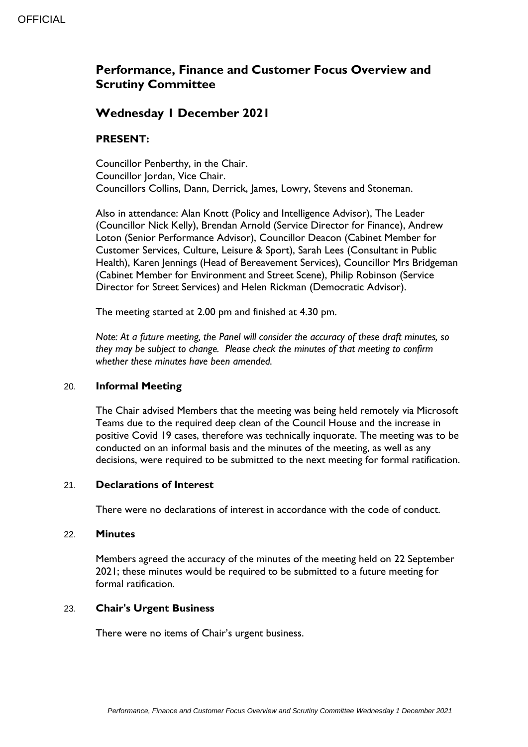OFFICIAL

# Performance, Finance and Customer Focus Overview and Scrutiny Committee

## Wednesday 1 December 2021

### PRESENT:

Councillor Penberthy, in the Chair.
Councillor Jordan, Vice Chair.
Councillors Collins, Dann, Derrick, James, Lowry, Stevens and Stoneman.

Also in attendance: Alan Knott (Policy and Intelligence Advisor), The Leader (Councillor Nick Kelly), Brendan Arnold (Service Director for Finance), Andrew Loton (Senior Performance Advisor), Councillor Deacon (Cabinet Member for Customer Services, Culture, Leisure & Sport), Sarah Lees (Consultant in Public Health), Karen Jennings (Head of Bereavement Services), Councillor Mrs Bridgeman (Cabinet Member for Environment and Street Scene), Philip Robinson (Service Director for Street Services) and Helen Rickman (Democratic Advisor).

The meeting started at 2.00 pm and finished at 4.30 pm.

*Note: At a future meeting, the Panel will consider the accuracy of these draft minutes, so they may be subject to change. Please check the minutes of that meeting to confirm whether these minutes have been amended.*

### 20. Informal Meeting

The Chair advised Members that the meeting was being held remotely via Microsoft Teams due to the required deep clean of the Council House and the increase in positive Covid 19 cases, therefore was technically inquorate. The meeting was to be conducted on an informal basis and the minutes of the meeting, as well as any decisions, were required to be submitted to the next meeting for formal ratification.

### 21. Declarations of Interest

There were no declarations of interest in accordance with the code of conduct.

### 22. Minutes

Members agreed the accuracy of the minutes of the meeting held on 22 September 2021; these minutes would be required to be submitted to a future meeting for formal ratification.

### 23. Chair's Urgent Business

There were no items of Chair's urgent business.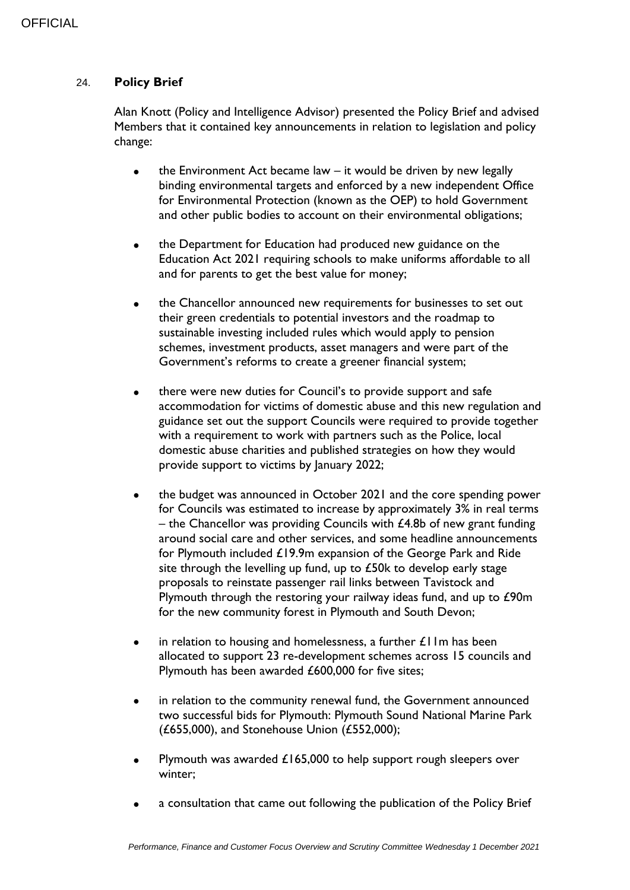## 24. **Policy Brief**

Alan Knott (Policy and Intelligence Advisor) presented the Policy Brief and advised Members that it contained key announcements in relation to legislation and policy change:

- the Environment Act became law – it would be driven by new legally binding environmental targets and enforced by a new independent Office for Environmental Protection (known as the OEP) to hold Government and other public bodies to account on their environmental obligations;

- the Department for Education had produced new guidance on the Education Act 2021 requiring schools to make uniforms affordable to all and for parents to get the best value for money;

- the Chancellor announced new requirements for businesses to set out their green credentials to potential investors and the roadmap to sustainable investing included rules which would apply to pension schemes, investment products, asset managers and were part of the Government's reforms to create a greener financial system;

- there were new duties for Council's to provide support and safe accommodation for victims of domestic abuse and this new regulation and guidance set out the support Councils were required to provide together with a requirement to work with partners such as the Police, local domestic abuse charities and published strategies on how they would provide support to victims by January 2022;

- the budget was announced in October 2021 and the core spending power for Councils was estimated to increase by approximately 3% in real terms – the Chancellor was providing Councils with £4.8b of new grant funding around social care and other services, and some headline announcements for Plymouth included £19.9m expansion of the George Park and Ride site through the levelling up fund, up to £50k to develop early stage proposals to reinstate passenger rail links between Tavistock and Plymouth through the restoring your railway ideas fund, and up to £90m for the new community forest in Plymouth and South Devon;

- in relation to housing and homelessness, a further £11m has been allocated to support 23 re-development schemes across 15 councils and Plymouth has been awarded £600,000 for five sites;

- in relation to the community renewal fund, the Government announced two successful bids for Plymouth: Plymouth Sound National Marine Park (£655,000), and Stonehouse Union (£552,000);

- Plymouth was awarded £165,000 to help support rough sleepers over winter;

- a consultation that came out following the publication of the Policy Brief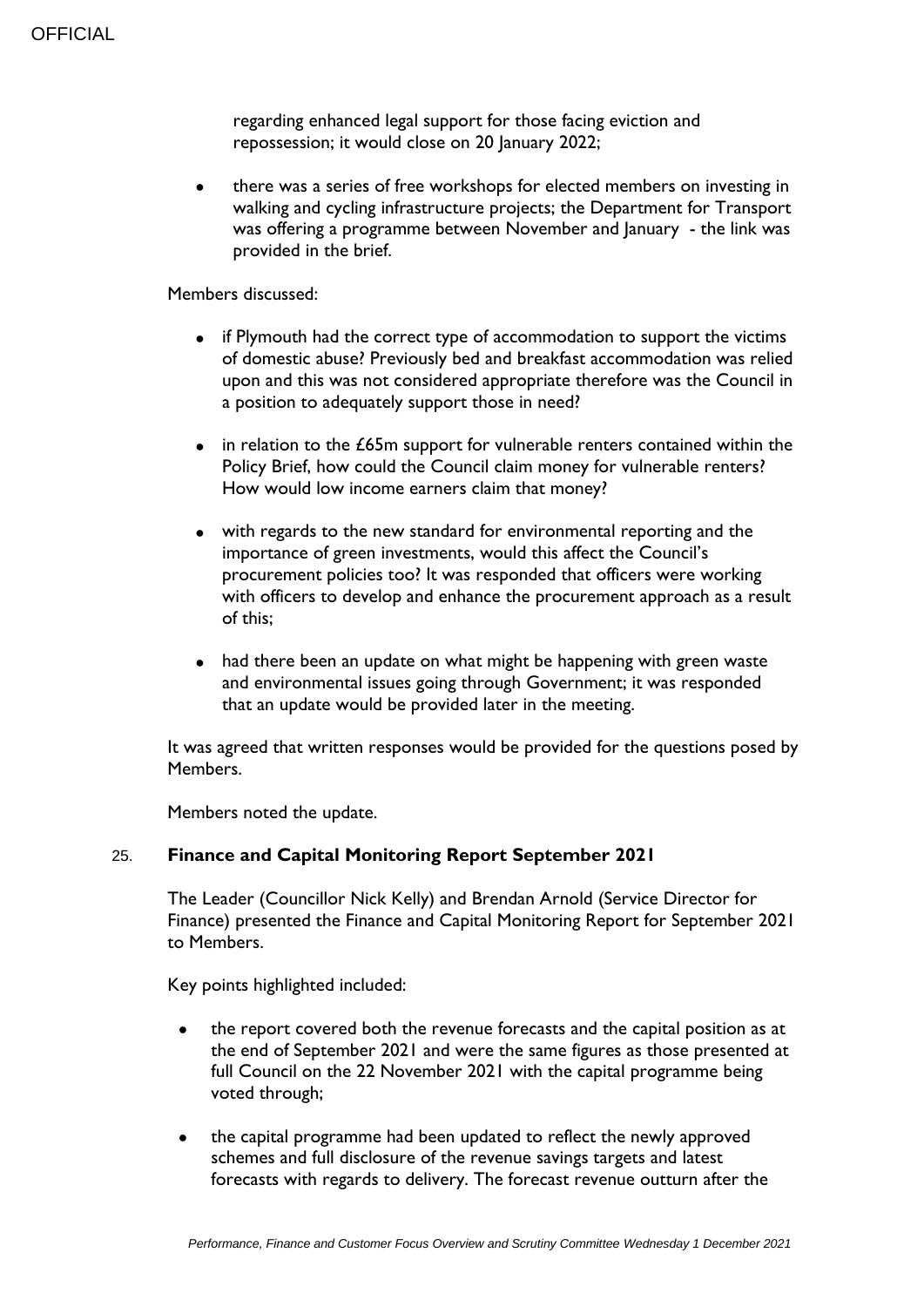regarding enhanced legal support for those facing eviction and repossession; it would close on 20 January 2022;

- there was a series of free workshops for elected members on investing in walking and cycling infrastructure projects; the Department for Transport was offering a programme between November and January - the link was provided in the brief.

Members discussed:

- if Plymouth had the correct type of accommodation to support the victims of domestic abuse? Previously bed and breakfast accommodation was relied upon and this was not considered appropriate therefore was the Council in a position to adequately support those in need?

- in relation to the £65m support for vulnerable renters contained within the Policy Brief, how could the Council claim money for vulnerable renters? How would low income earners claim that money?

- with regards to the new standard for environmental reporting and the importance of green investments, would this affect the Council's procurement policies too? It was responded that officers were working with officers to develop and enhance the procurement approach as a result of this;

- had there been an update on what might be happening with green waste and environmental issues going through Government; it was responded that an update would be provided later in the meeting.

It was agreed that written responses would be provided for the questions posed by Members.

Members noted the update.

## 25. **Finance and Capital Monitoring Report September 2021**

The Leader (Councillor Nick Kelly) and Brendan Arnold (Service Director for Finance) presented the Finance and Capital Monitoring Report for September 2021 to Members.

Key points highlighted included:

- the report covered both the revenue forecasts and the capital position as at the end of September 2021 and were the same figures as those presented at full Council on the 22 November 2021 with the capital programme being voted through;

- the capital programme had been updated to reflect the newly approved schemes and full disclosure of the revenue savings targets and latest forecasts with regards to delivery. The forecast revenue outturn after the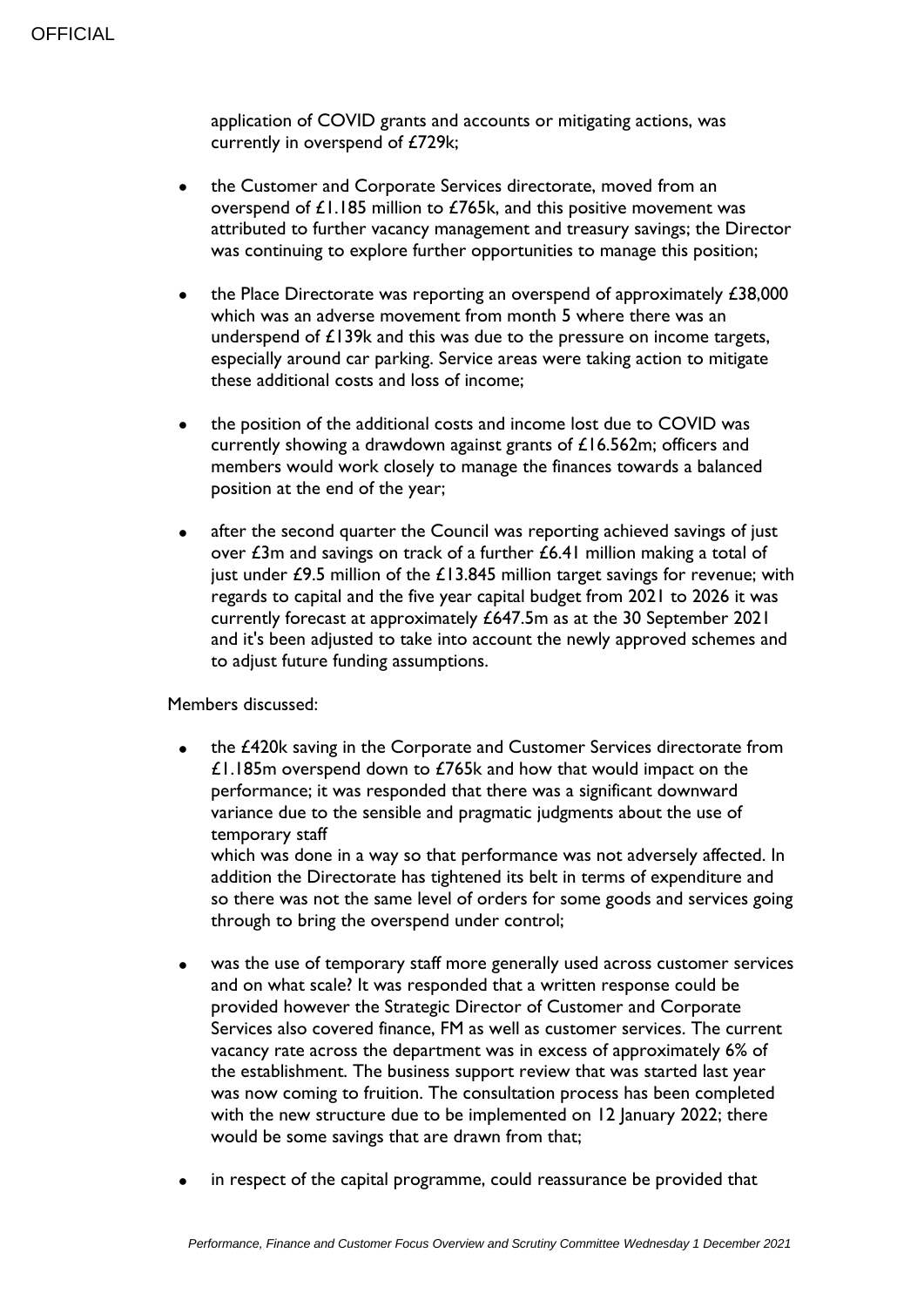application of COVID grants and accounts or mitigating actions, was currently in overspend of £729k;

- the Customer and Corporate Services directorate, moved from an overspend of £1.185 million to £765k, and this positive movement was attributed to further vacancy management and treasury savings; the Director was continuing to explore further opportunities to manage this position;

- the Place Directorate was reporting an overspend of approximately £38,000 which was an adverse movement from month 5 where there was an underspend of £139k and this was due to the pressure on income targets, especially around car parking. Service areas were taking action to mitigate these additional costs and loss of income;

- the position of the additional costs and income lost due to COVID was currently showing a drawdown against grants of £16.562m; officers and members would work closely to manage the finances towards a balanced position at the end of the year;

- after the second quarter the Council was reporting achieved savings of just over £3m and savings on track of a further £6.41 million making a total of just under £9.5 million of the £13.845 million target savings for revenue; with regards to capital and the five year capital budget from 2021 to 2026 it was currently forecast at approximately £647.5m as at the 30 September 2021 and it's been adjusted to take into account the newly approved schemes and to adjust future funding assumptions.

Members discussed:

- the £420k saving in the Corporate and Customer Services directorate from £1.185m overspend down to £765k and how that would impact on the performance; it was responded that there was a significant downward variance due to the sensible and pragmatic judgments about the use of temporary staff
  which was done in a way so that performance was not adversely affected. In addition the Directorate has tightened its belt in terms of expenditure and so there was not the same level of orders for some goods and services going through to bring the overspend under control;

- was the use of temporary staff more generally used across customer services and on what scale? It was responded that a written response could be provided however the Strategic Director of Customer and Corporate Services also covered finance, FM as well as customer services. The current vacancy rate across the department was in excess of approximately 6% of the establishment. The business support review that was started last year was now coming to fruition. The consultation process has been completed with the new structure due to be implemented on 12 January 2022; there would be some savings that are drawn from that;

- in respect of the capital programme, could reassurance be provided that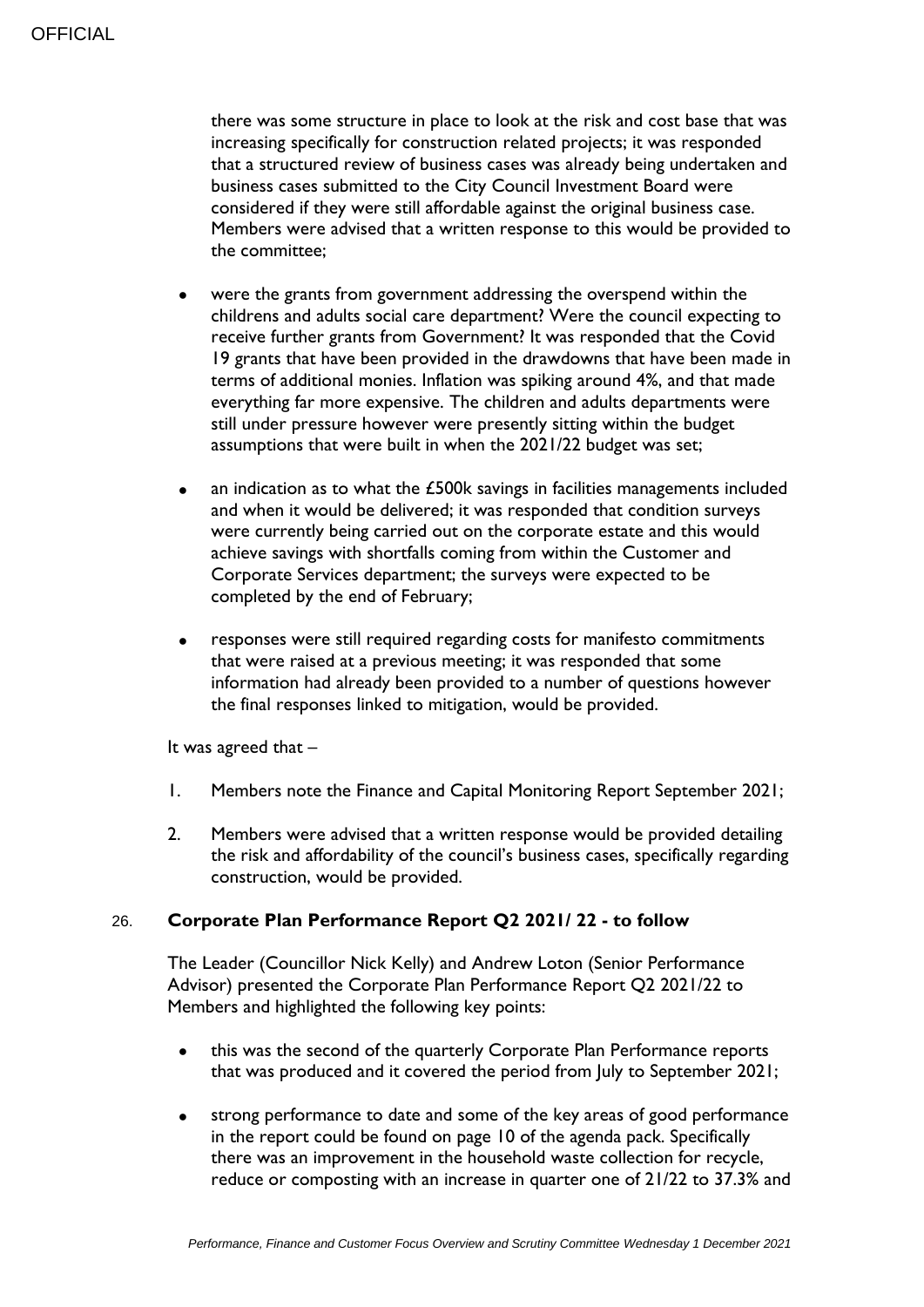there was some structure in place to look at the risk and cost base that was increasing specifically for construction related projects; it was responded that a structured review of business cases was already being undertaken and business cases submitted to the City Council Investment Board were considered if they were still affordable against the original business case. Members were advised that a written response to this would be provided to the committee;

- were the grants from government addressing the overspend within the childrens and adults social care department? Were the council expecting to receive further grants from Government? It was responded that the Covid 19 grants that have been provided in the drawdowns that have been made in terms of additional monies. Inflation was spiking around 4%, and that made everything far more expensive. The children and adults departments were still under pressure however were presently sitting within the budget assumptions that were built in when the 2021/22 budget was set;
- an indication as to what the £500k savings in facilities managements included and when it would be delivered; it was responded that condition surveys were currently being carried out on the corporate estate and this would achieve savings with shortfalls coming from within the Customer and Corporate Services department; the surveys were expected to be completed by the end of February;
- responses were still required regarding costs for manifesto commitments that were raised at a previous meeting; it was responded that some information had already been provided to a number of questions however the final responses linked to mitigation, would be provided.

It was agreed that –

1. Members note the Finance and Capital Monitoring Report September 2021;
2. Members were advised that a written response would be provided detailing the risk and affordability of the council's business cases, specifically regarding construction, would be provided.

## 26. Corporate Plan Performance Report Q2 2021/ 22 - to follow

The Leader (Councillor Nick Kelly) and Andrew Loton (Senior Performance Advisor) presented the Corporate Plan Performance Report Q2 2021/22 to Members and highlighted the following key points:

- this was the second of the quarterly Corporate Plan Performance reports that was produced and it covered the period from July to September 2021;
- strong performance to date and some of the key areas of good performance in the report could be found on page 10 of the agenda pack. Specifically there was an improvement in the household waste collection for recycle, reduce or composting with an increase in quarter one of 21/22 to 37.3% and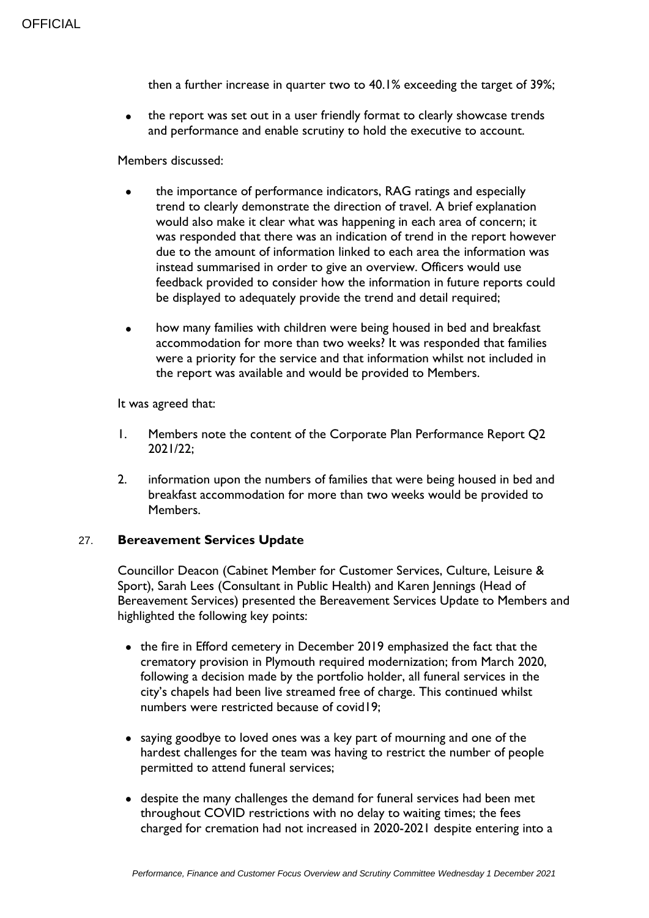then a further increase in quarter two to 40.1% exceeding the target of 39%;

- the report was set out in a user friendly format to clearly showcase trends and performance and enable scrutiny to hold the executive to account.

Members discussed:

- the importance of performance indicators, RAG ratings and especially trend to clearly demonstrate the direction of travel. A brief explanation would also make it clear what was happening in each area of concern; it was responded that there was an indication of trend in the report however due to the amount of information linked to each area the information was instead summarised in order to give an overview. Officers would use feedback provided to consider how the information in future reports could be displayed to adequately provide the trend and detail required;

- how many families with children were being housed in bed and breakfast accommodation for more than two weeks? It was responded that families were a priority for the service and that information whilst not included in the report was available and would be provided to Members.

It was agreed that:

1. Members note the content of the Corporate Plan Performance Report Q2 2021/22;

2. information upon the numbers of families that were being housed in bed and breakfast accommodation for more than two weeks would be provided to Members.

## 27. Bereavement Services Update

Councillor Deacon (Cabinet Member for Customer Services, Culture, Leisure & Sport), Sarah Lees (Consultant in Public Health) and Karen Jennings (Head of Bereavement Services) presented the Bereavement Services Update to Members and highlighted the following key points:

- the fire in Efford cemetery in December 2019 emphasized the fact that the crematory provision in Plymouth required modernization; from March 2020, following a decision made by the portfolio holder, all funeral services in the city's chapels had been live streamed free of charge. This continued whilst numbers were restricted because of covid19;

- saying goodbye to loved ones was a key part of mourning and one of the hardest challenges for the team was having to restrict the number of people permitted to attend funeral services;

- despite the many challenges the demand for funeral services had been met throughout COVID restrictions with no delay to waiting times; the fees charged for cremation had not increased in 2020-2021 despite entering into a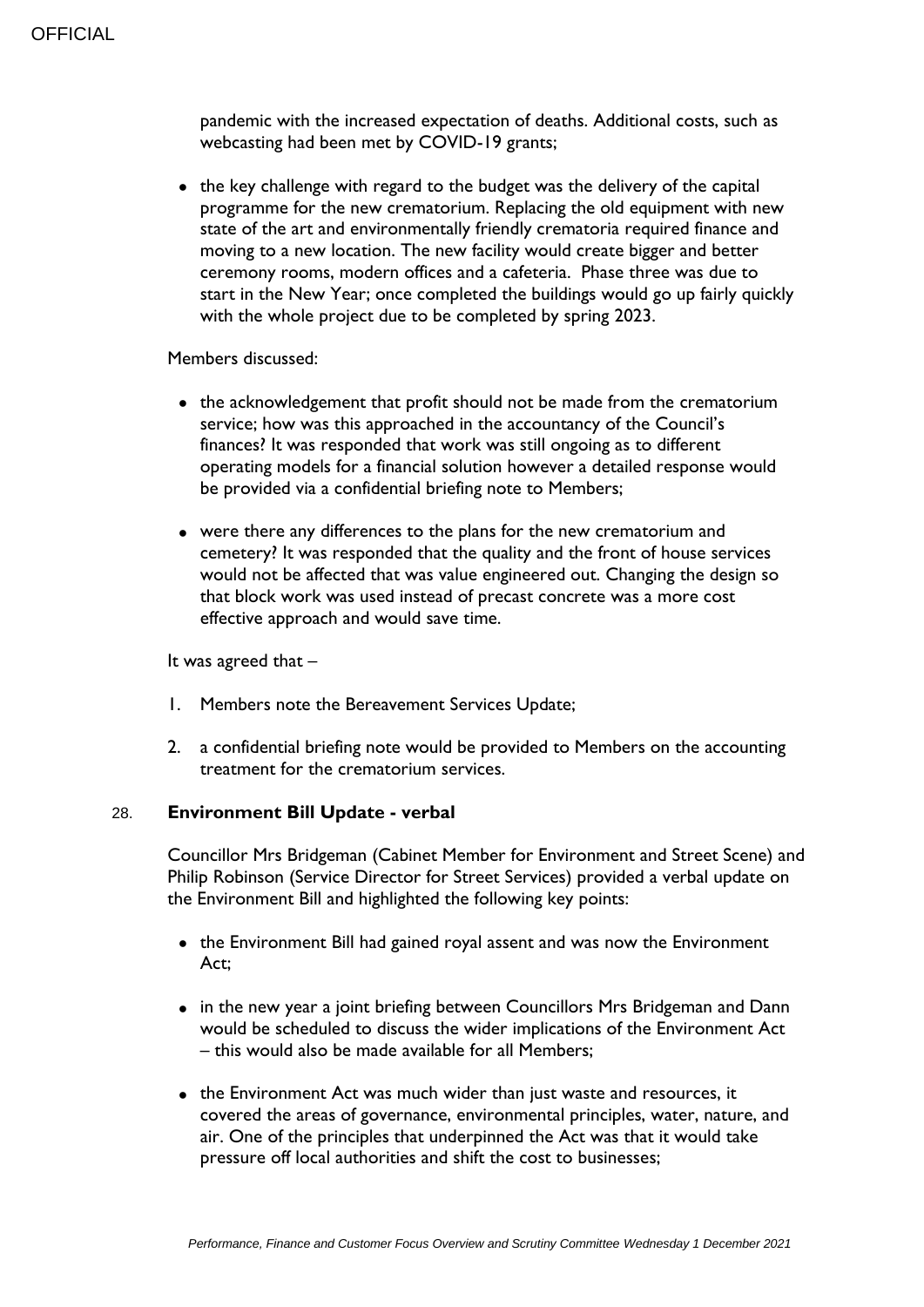pandemic with the increased expectation of deaths. Additional costs, such as webcasting had been met by COVID-19 grants;

- the key challenge with regard to the budget was the delivery of the capital programme for the new crematorium. Replacing the old equipment with new state of the art and environmentally friendly crematoria required finance and moving to a new location. The new facility would create bigger and better ceremony rooms, modern offices and a cafeteria. Phase three was due to start in the New Year; once completed the buildings would go up fairly quickly with the whole project due to be completed by spring 2023.

Members discussed:

- the acknowledgement that profit should not be made from the crematorium service; how was this approached in the accountancy of the Council's finances? It was responded that work was still ongoing as to different operating models for a financial solution however a detailed response would be provided via a confidential briefing note to Members;
- were there any differences to the plans for the new crematorium and cemetery? It was responded that the quality and the front of house services would not be affected that was value engineered out. Changing the design so that block work was used instead of precast concrete was a more cost effective approach and would save time.

It was agreed that –

1. Members note the Bereavement Services Update;
2. a confidential briefing note would be provided to Members on the accounting treatment for the crematorium services.

## 28. **Environment Bill Update - verbal**

Councillor Mrs Bridgeman (Cabinet Member for Environment and Street Scene) and Philip Robinson (Service Director for Street Services) provided a verbal update on the Environment Bill and highlighted the following key points:

- the Environment Bill had gained royal assent and was now the Environment Act;
- in the new year a joint briefing between Councillors Mrs Bridgeman and Dann would be scheduled to discuss the wider implications of the Environment Act – this would also be made available for all Members;
- the Environment Act was much wider than just waste and resources, it covered the areas of governance, environmental principles, water, nature, and air. One of the principles that underpinned the Act was that it would take pressure off local authorities and shift the cost to businesses;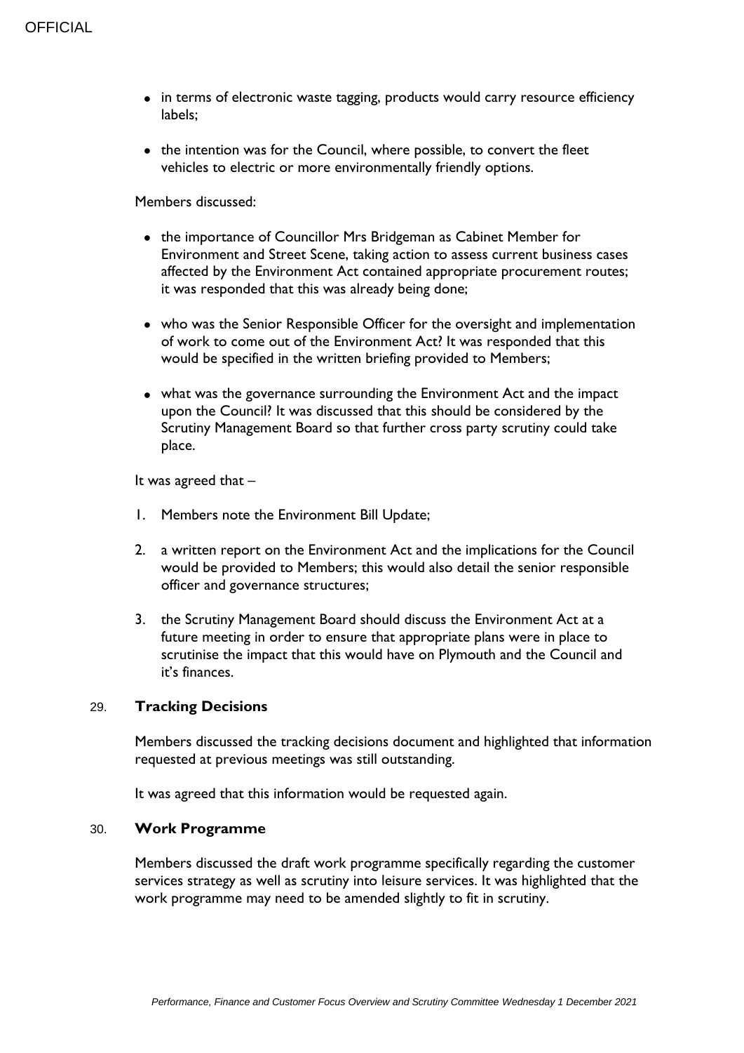- in terms of electronic waste tagging, products would carry resource efficiency labels;
- the intention was for the Council, where possible, to convert the fleet vehicles to electric or more environmentally friendly options.

Members discussed:

- the importance of Councillor Mrs Bridgeman as Cabinet Member for Environment and Street Scene, taking action to assess current business cases affected by the Environment Act contained appropriate procurement routes; it was responded that this was already being done;
- who was the Senior Responsible Officer for the oversight and implementation of work to come out of the Environment Act? It was responded that this would be specified in the written briefing provided to Members;
- what was the governance surrounding the Environment Act and the impact upon the Council? It was discussed that this should be considered by the Scrutiny Management Board so that further cross party scrutiny could take place.

It was agreed that –

1. Members note the Environment Bill Update;
2. a written report on the Environment Act and the implications for the Council would be provided to Members; this would also detail the senior responsible officer and governance structures;
3. the Scrutiny Management Board should discuss the Environment Act at a future meeting in order to ensure that appropriate plans were in place to scrutinise the impact that this would have on Plymouth and the Council and it's finances.

## 29. Tracking Decisions

Members discussed the tracking decisions document and highlighted that information requested at previous meetings was still outstanding.

It was agreed that this information would be requested again.

## 30. Work Programme

Members discussed the draft work programme specifically regarding the customer services strategy as well as scrutiny into leisure services. It was highlighted that the work programme may need to be amended slightly to fit in scrutiny.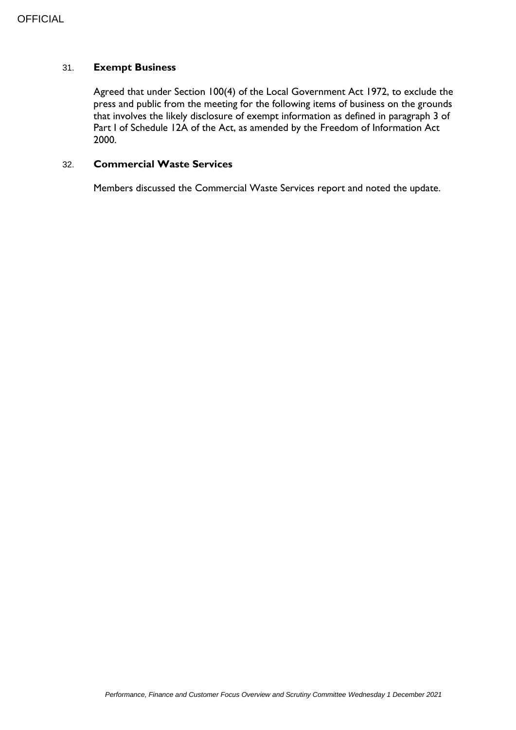31. **Exempt Business**

Agreed that under Section 100(4) of the Local Government Act 1972, to exclude the press and public from the meeting for the following items of business on the grounds that involves the likely disclosure of exempt information as defined in paragraph 3 of Part I of Schedule 12A of the Act, as amended by the Freedom of Information Act 2000.

32. **Commercial Waste Services**

Members discussed the Commercial Waste Services report and noted the update.